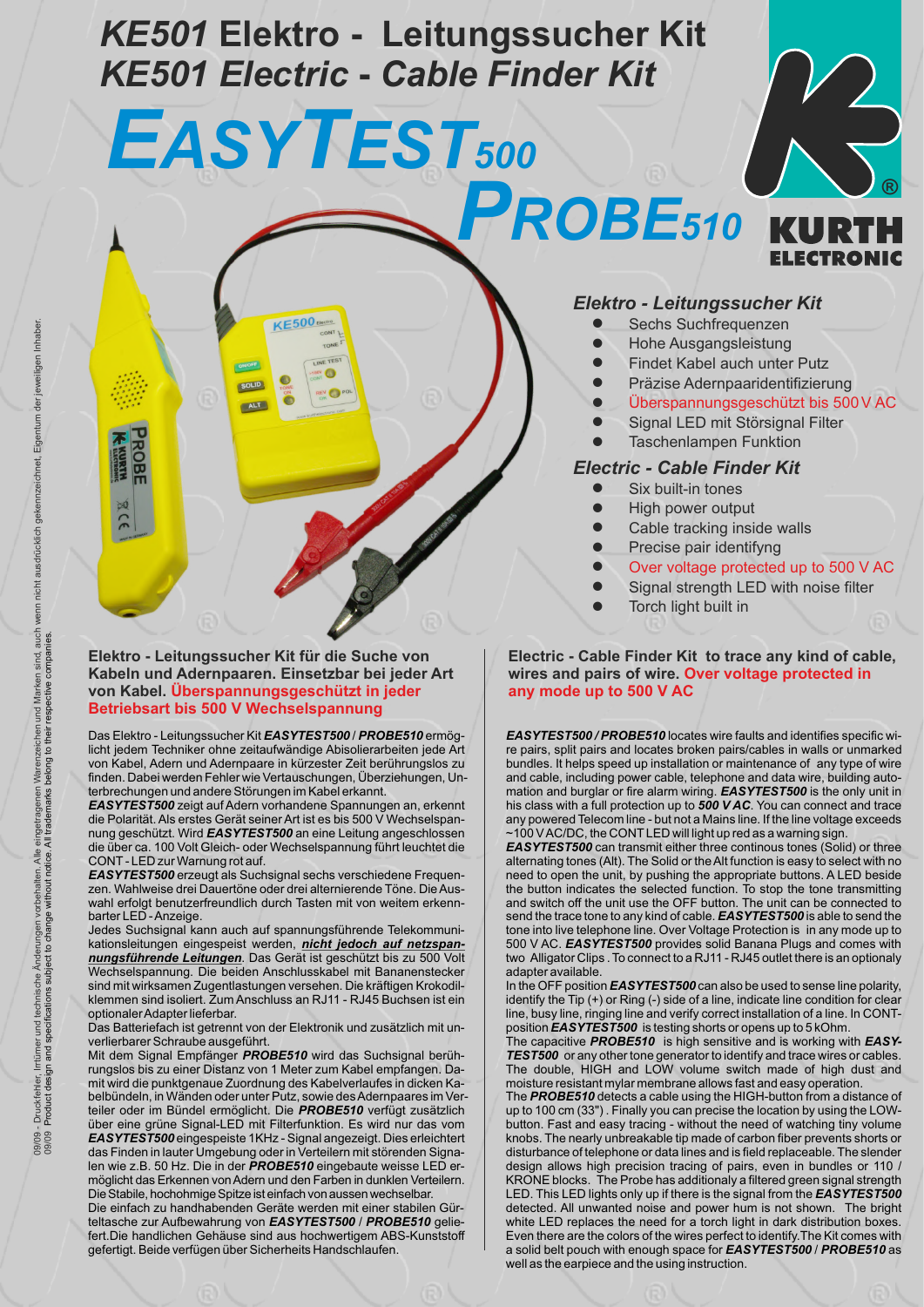# *KE501* Elektro - Leitungssucher Kit
# *KE501 Electric - Cable Finder Kit*

# EASYTEST500 PROBE510

KURTH ELECTRONIC

### Elektro - Leitungssucher Kit

- Sechs Suchfrequenzen
- Hohe Ausgangsleistung
- Findet Kabel auch unter Putz
- Präzise Adernpaaridentifizierung
- Überspannungsgeschützt bis 500 V AC
- Signal LED mit Störsignal Filter
- Taschenlampen Funktion

### Electric - Cable Finder Kit

- Six built-in tones
- High power output
- Cable tracking inside walls
- Precise pair identifyng
- Over voltage protected up to 500 V AC
- Signal strength LED with noise filter
- Torch light built in

**Elektro - Leitungssucher Kit für die Suche von Kabeln und Adernpaaren. Einsetzbar bei jeder Art von Kabel. Überspannungsgeschützt in jeder Betriebsart bis 500 V Wechselspannung**

Das Elektro - Leitungssucher Kit ***EASYTEST500*** / ***PROBE510*** ermöglicht jedem Techniker ohne zeitaufwändige Abisolierarbeiten jede Art von Kabel, Adern und Adernpaare in kürzester Zeit berührungslos zu finden. Dabei werden Fehler wie Vertauschungen, Überziehungen, Unterbrechungen und andere Störungen im Kabel erkannt.

***EASYTEST500*** zeigt auf Adern vorhandene Spannungen an, erkennt die Polarität. Als erstes Gerät seiner Art ist es bis 500 V Wechselspannung geschützt. Wird ***EASYTEST500*** an eine Leitung angeschlossen die über ca. 100 Volt Gleich- oder Wechselspannung führt leuchtet die CONT - LED zur Warnung rot auf.

***EASYTEST500*** erzeugt als Suchsignal sechs verschiedene Frequenzen. Wahlweise drei Dauertöne oder drei alternierende Töne. Die Auswahl erfolgt benutzerfreundlich durch Tasten mit von weitem erkennbarer LED - Anzeige.

Jedes Suchsignal kann auch auf spannungsführende Telekommunikationsleitungen eingespeist werden, ***nicht jedoch auf netzspannungsführende Leitungen***. Das Gerät ist geschützt bis zu 500 Volt Wechselspannung. Die beiden Anschlusskabel mit Bananenstecker sind mit wirksamen Zugentlastungen versehen. Die kräftigen Krokodilklemmen sind isoliert. Zum Anschluss an RJ11 - RJ45 Buchsen ist ein optionaler Adapter lieferbar.

Das Batteriefach ist getrennt von der Elektronik und zusätzlich mit unverlierbarer Schraube ausgeführt.

Mit dem Signal Empfänger ***PROBE510*** wird das Suchsignal berührungslos bis zu einer Distanz von 1 Meter zum Kabel empfangen. Damit wird die punktgenaue Zuordnung des Kabelverlaufes in dicken Kabelbündeln, in Wänden oder unter Putz, sowie des Adernpaares im Verteiler oder im Bündel ermöglicht. Die ***PROBE510*** verfügt zusätzlich über eine grüne Signal-LED mit Filterfunktion. Es wird nur das vom ***EASYTEST500*** eingespeiste 1KHz - Signal angezeigt. Dies erleichtert das Finden in lauter Umgebung oder in Verteilern mit störenden Signalen wie z.B. 50 Hz. Die in der ***PROBE510*** eingebaute weisse LED ermöglicht das Erkennen von Adern und den Farben in dunklen Verteilern. Die Stabile, hochohmige Spitze ist einfach von aussen wechselbar.

Die einfach zu handhabenden Geräte werden mit einer stabilen Gürteltasche zur Aufbewahrung von ***EASYTEST500*** / ***PROBE510*** geliefert. Die handlichen Gehäuse sind aus hochwertigem ABS-Kunststoff gefertigt. Beide verfügen über Sicherheits Handschlaufen.

**Electric - Cable Finder Kit to trace any kind of cable, wires and pairs of wire. Over voltage protected in any mode up to 500 V AC**

***EASYTEST500 / PROBE510*** locates wire faults and identifies specific wire pairs, split pairs and locates broken pairs/cables in walls or unmarked bundles. It helps speed up installation or maintenance of any type of wire and cable, including power cable, telephone and data wire, building automation and burglar or fire alarm wiring. ***EASYTEST500*** is the only unit in his class with a full protection up to ***500 V AC***. You can connect and trace any powered Telecom line - but not a Mains line. If the line voltage exceeds ~100 V AC/DC, the CONT LED will light up red as a warning sign.

***EASYTEST500*** can transmit either three continous tones (Solid) or three alternating tones (Alt). The Solid or the Alt function is easy to select with no need to open the unit, by pushing the appropriate buttons. A LED beside the button indicates the selected function. To stop the tone transmitting and switch off the unit use the OFF button. The unit can be connected to send the trace tone to any kind of cable. ***EASYTEST500*** is able to send the tone into live telephone line. Over Voltage Protection is in any mode up to 500 V AC. ***EASYTEST500*** provides solid Banana Plugs and comes with two Alligator Clips. To connect to a RJ11 - RJ45 outlet there is an optionaly adapter available.

In the OFF position ***EASYTEST500*** can also be used to sense line polarity, identify the Tip (+) or Ring (-) side of a line, indicate line condition for clear line, busy line, ringing line and verify correct installation of a line. In CONT-position ***EASYTEST500*** is testing shorts or opens up to 5 kOhm.

The capacitive ***PROBE510*** is high sensitive and is working with ***EASYTEST500*** or any other tone generator to identify and trace wires or cables. The double, HIGH and LOW volume switch made of high dust and moisture resistant mylar membrane allows fast and easy operation.

The ***PROBE510*** detects a cable using the HIGH-button from a distance of up to 100 cm (33"). Finally you can precise the location by using the LOW-button. Fast and easy tracing - without the need of watching tiny volume knobs. The nearly unbreakable tip made of carbon fiber prevents shorts or disturbance of telephone or data lines and is field replaceable. The slender design allows high precision tracing of pairs, even in bundles or 110 / KRONE blocks. The Probe has additionaly a filtered green signal strength LED. This LED lights only up if there is the signal from the ***EASYTEST500*** detected. All unwanted noise and power hum is not shown. The bright white LED replaces the need for a torch light in dark distribution boxes. Even there are the colors of the wires perfect to identify. The Kit comes with a solid belt pouch with enough space for ***EASYTEST500*** / ***PROBE510*** as well as the earpiece and the using instruction.

09/09 - Druckfehler, Irrtümer und technische Änderungen vorbehalten. Alle eingetragenen Warenzeichen und Marken sind, auch wenn nicht ausdrücklich gekennzeichnet, Eigentum der jeweiligen Inhaber.
09/09 Product design and specifications subject to change without notice. All trademarks belong to their respective companies.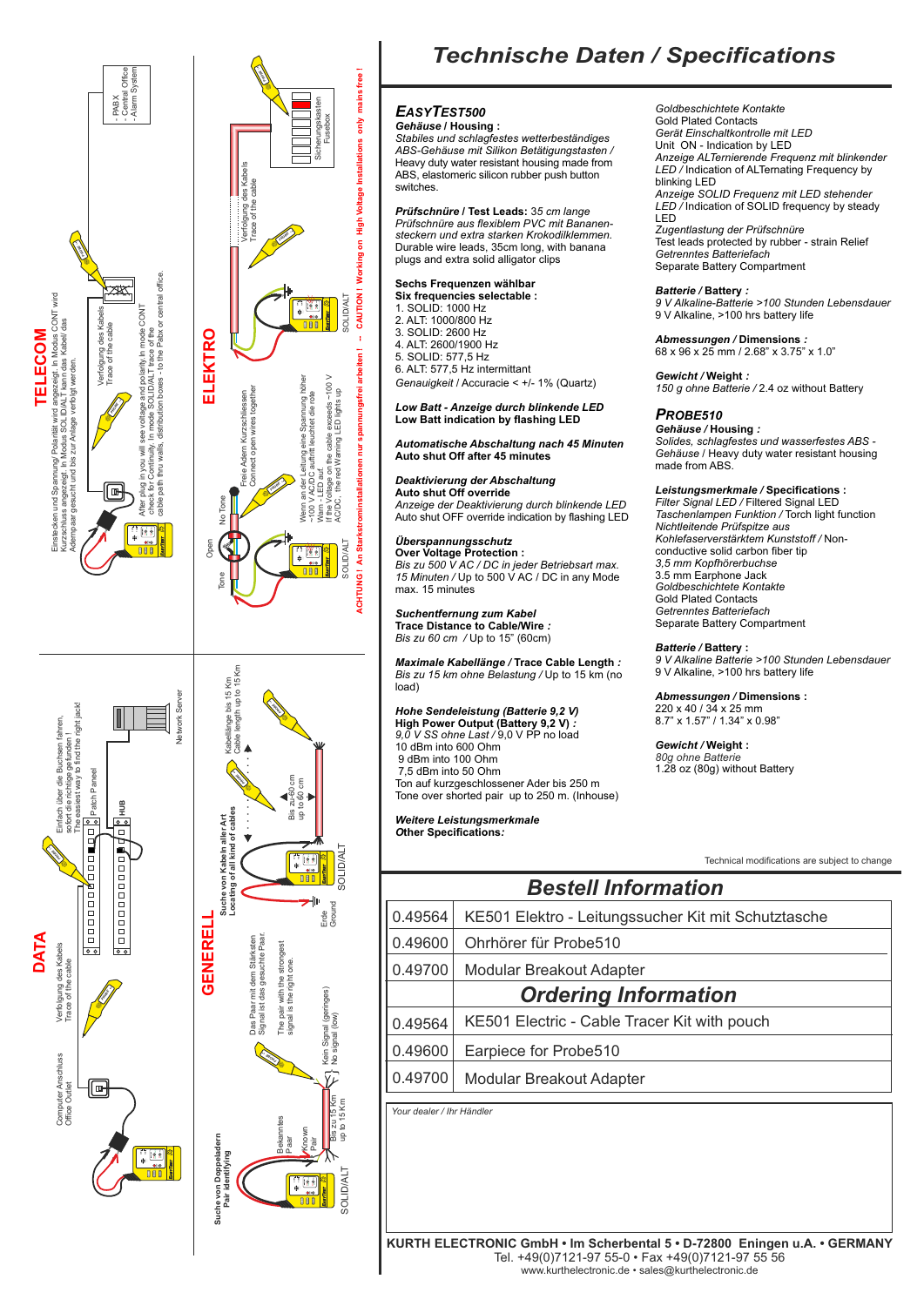# Technische Daten / Specifications

### EASYTEST500

***Gehäuse* / Housing :**
*Stabiles und schlagfestes wetterbeständiges ABS-Gehäuse mit Silikon Betätigungstasten /* Heavy duty water resistant housing made from ABS, elastomeric silicon rubber push button switches.

***Prüfschnüre* / Test Leads:** *35 cm lange Prüfschnüre aus flexiblem PVC mit Bananensteckern und extra starken Krokodilklemmen.* Durable wire leads, 35cm long, with banana plugs and extra solid alligator clips

**Sechs Frequenzen wählbar**
**Six frequencies selectable :**
1. SOLID: 1000 Hz
2. ALT: 1000/800 Hz
3. SOLID: 2600 Hz
4. ALT: 2600/1900 Hz
5. SOLID: 577,5 Hz
6. ALT: 577,5 Hz intermittant

*Genauigkeit* / Accuracie < +/- 1% (Quartz)

***Low Batt - Anzeige durch blinkende LED***
**Low Batt indication by flashing LED**

***Automatische Abschaltung nach 45 Minuten***
**Auto shut Off after 45 minutes**

***Deaktivierung der Abschaltung***
**Auto shut Off override**
*Anzeige der Deaktivierung durch blinkende LED* Auto shut OFF override indication by flashing LED

***Überspannungsschutz***
**Over Voltage Protection :**
*Bis zu 500 V AC / DC in jeder Betriebsart max. 15 Minuten* / Up to 500 V AC / DC in any Mode max. 15 minutes

***Suchentfernung zum Kabel***
**Trace Distance to Cable/Wire :**
*Bis zu 60 cm* / Up to 15" (60cm)

***Maximale Kabellänge* / Trace Cable Length :**
*Bis zu 15 km ohne Belastung* / Up to 15 km (no load)

***Hohe Sendeleistung (Batterie 9,2 V)***
**High Power Output (Battery 9,2 V) :**
*9,0 V SS ohne Last* / 9,0 V PP no load
10 dBm into 600 Ohm
9 dBm into 100 Ohm
7,5 dBm into 50 Ohm
Ton auf kurzgeschlossener Ader bis 250 m
Tone over shorted pair up to 250 m. (Inhouse)

***Weitere Leistungsmerkmale***
**Other Specifications:**

*Goldbeschichtete Kontakte*
Gold Plated Contacts
*Gerät Einschaltkontrolle mit LED*
Unit ON - Indication by LED
*Anzeige ALTernierende Frequenz mit blinkender LED* / Indication of ALTernating Frequency by blinking LED
*Anzeige SOLID Frequenz mit LED stehender LED* / Indication of SOLID frequency by steady LED
*Zugentlastung der Prüfschnüre*
Test leads protected by rubber - strain Relief
*Getrenntes Batteriefach*
Separate Battery Compartment

***Batterie* / Battery :**
*9 V Alkaline-Batterie >100 Stunden Lebensdauer*
9 V Alkaline, >100 hrs battery life

***Abmessungen* / Dimensions :**
68 x 96 x 25 mm / 2.68" x 3.75" x 1.0"

***Gewicht* / Weight :**
*150 g ohne Batterie* / 2.4 oz without Battery

### PROBE510

***Gehäuse* / Housing :**
*Solides, schlagfestes und wasserfestes ABS - Gehäuse* / Heavy duty water resistant housing made from ABS.

***Leistungsmerkmale* / Specifications :**
*Filter Signal LED* / Filtered Signal LED
*Taschenlampen Funktion* / Torch light function
*Nichtleitende Prüfspitze aus Kohlefaserverstärktem Kunststoff* / Non-conductive solid carbon fiber tip
*3,5 mm Kopfhörerbuchse*
3.5 mm Earphone Jack
*Goldbeschichtete Kontakte*
Gold Plated Contacts
*Getrenntes Batteriefach*
Separate Battery Compartment

***Batterie* / Battery :**
*9 V Alkaline Batterie >100 Stunden Lebensdauer*
9 V Alkaline, >100 hrs battery life

**Abmessungen / Dimensions :**
220 x 40 / 34 x 25 mm
8.7" x 1.57" / 1.34" x 0.98"

**Gewicht / Weight :**
*80g ohne Batterie*
1.28 oz (80g) without Battery

Technical modifications are subject to change

## Bestell Information

| | |
|---|---|
| 0.49564 | KE501 Elektro - Leitungssucher Kit mit Schutztasche |
| 0.49600 | Ohrhörer für Probe510 |
| 0.49700 | Modular Breakout Adapter |

## Ordering Information

| | |
|---|---|
| 0.49564 | KE501 Electric - Cable Tracer Kit with pouch |
| 0.49600 | Earpiece for Probe510 |
| 0.49700 | Modular Breakout Adapter |

*Your dealer / Ihr Händler*

**KURTH ELECTRONIC GmbH • Im Scherbental 5 • D-72800 Eningen u.A. • GERMANY**
Tel. +49(0)7121-97 55-0 • Fax +49(0)7121-97 55 56
www.kurthelectronic.de • sales@kurthelectronic.de

## TELECOM

Einstecken und Spannung/ Polarität wird angezeigt. In Modus CONT wird Kurzschluss angezeigt. In Modus SOLID/ALT kann das Kabel/ das Adernpaar gesucht und bis zur Anlage verfolgt werden.

After plug in you will see voltage and polarity. In mode CONT check for Continuity. In mode SOLID/ALT trace of the cable path thru walls, distribution boxes - to the Pabx or central office.

Verfolgung des Kabels / Trace of the cable

- PABX
- Central Office
- Alarm System

## ELEKTRO

Tone / Open / No Tone

Freie Adern Kurzschliessen / Connect open wires together

Wenn an der Leitung eine Spannung höher ~100 V AC/DC auftritt leuchtet die rote Warn - LED auf. / If the Voltage on the cable exceeds ~100 V AC/DC the red Warning LED lights up

SOLID/ALT

Verfolgung des Kabels / Trace of the cable

Sicherungskasten / Fusebox

ACHTUNG ! An Starkstrominstallationen nur spannungsfrei arbeiten ! -- CAUTION ! Working on High Voltage Installations only mains free !

## DATA

Computer Anschluss / Office Outlet

Verfolgung des Kabels / Trace of the cable

Einfach über die Buchsen fahren, sofort die richtige gefunden ! / The easiest way to find the right jack!

Patch Paneel

HUB

Network Server

## GENERELL

Suche von Doppeladern / Pair identifying

SOLID/ALT

Bekanntes Paar / Known Pair

Bis zu 15 Km / up to 15 Km

Kein Signal (geringes) / No signal (low)

Das Paar mit dem Stärksten Signal ist das gesuchte Paar. / The pair with the strongest signal is the right one.

Suche von Kabeln aller Art / Locating of all kind of cables

Erde / Ground

SOLID/ALT

Bis zu 60 cm / up to 60 cm

Kabellänge bis 15 Km / Cable length up to 15 Km